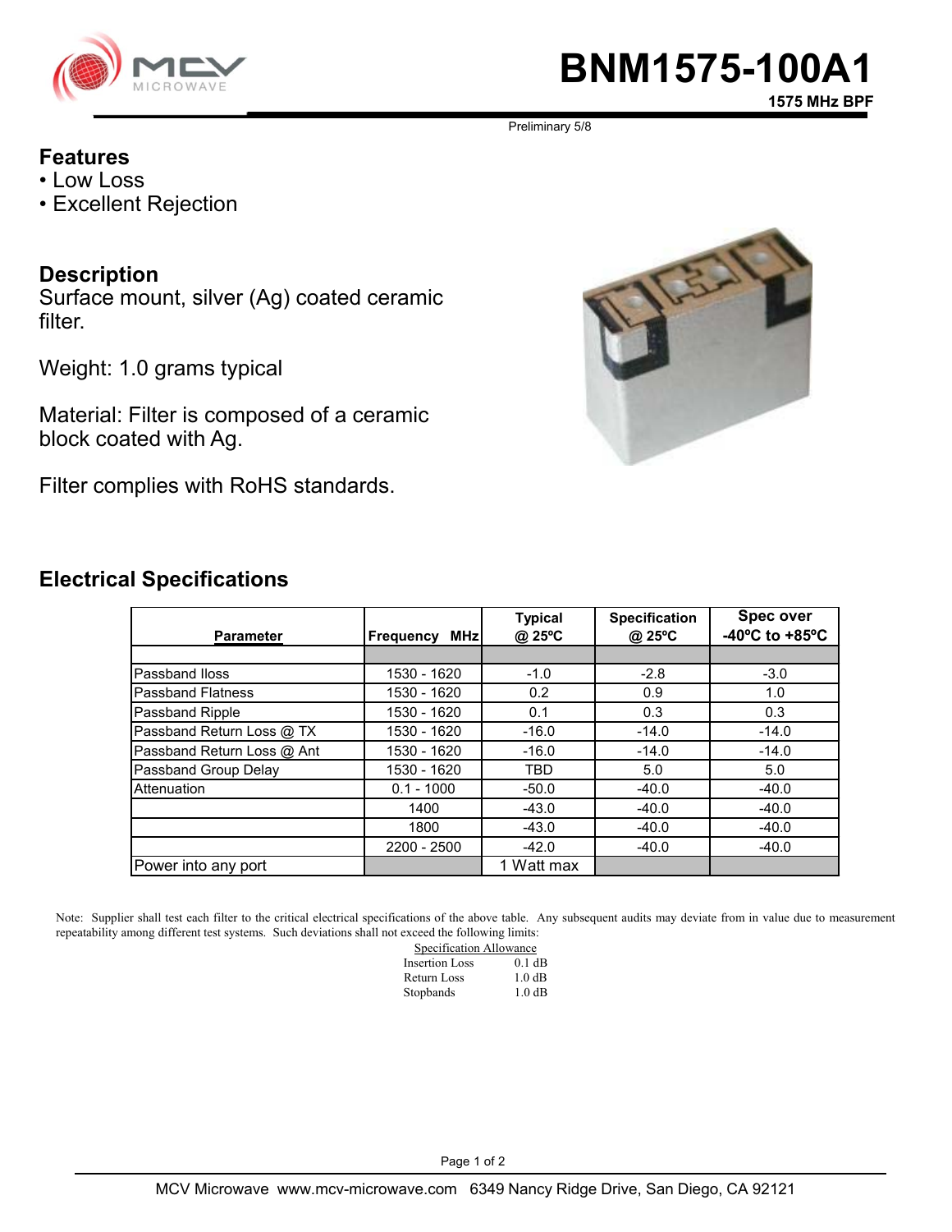# BNM1575-100A1

**1575 MHz BPF**

Preliminary 5/8

## Features

- Low Loss
- Excellent Rejection

## Description

Surface mount, silver (Ag) coated ceramic filter.

Weight: 1.0 grams typical

Material: Filter is composed of a ceramic block coated with Ag.

Filter complies with RoHS standards.

## Electrical Specifications

| Parameter | Frequency MHz | Typical @ 25ºC | Specification @ 25ºC | Spec over -40ºC to +85ºC |
|---|---|---|---|---|
| | | | | |
| Passband lloss | 1530 - 1620 | -1.0 | -2.8 | -3.0 |
| Passband Flatness | 1530 - 1620 | 0.2 | 0.9 | 1.0 |
| Passband Ripple | 1530 - 1620 | 0.1 | 0.3 | 0.3 |
| Passband Return Loss @ TX | 1530 - 1620 | -16.0 | -14.0 | -14.0 |
| Passband Return Loss @ Ant | 1530 - 1620 | -16.0 | -14.0 | -14.0 |
| Passband Group Delay | 1530 - 1620 | TBD | 5.0 | 5.0 |
| Attenuation | 0.1 - 1000 | -50.0 | -40.0 | -40.0 |
| | 1400 | -43.0 | -40.0 | -40.0 |
| | 1800 | -43.0 | -40.0 | -40.0 |
| | 2200 - 2500 | -42.0 | -40.0 | -40.0 |
| Power into any port | | 1 Watt max | | |

Note: Supplier shall test each filter to the critical electrical specifications of the above table. Any subsequent audits may deviate from in value due to measurement repeatability among different test systems. Such deviations shall not exceed the following limits:

| Specification Allowance | |
|---|---|
| Insertion Loss | 0.1 dB |
| Return Loss | 1.0 dB |
| Stopbands | 1.0 dB |

MCV Microwave www.mcv-microwave.com 6349 Nancy Ridge Drive, San Diego, CA 92121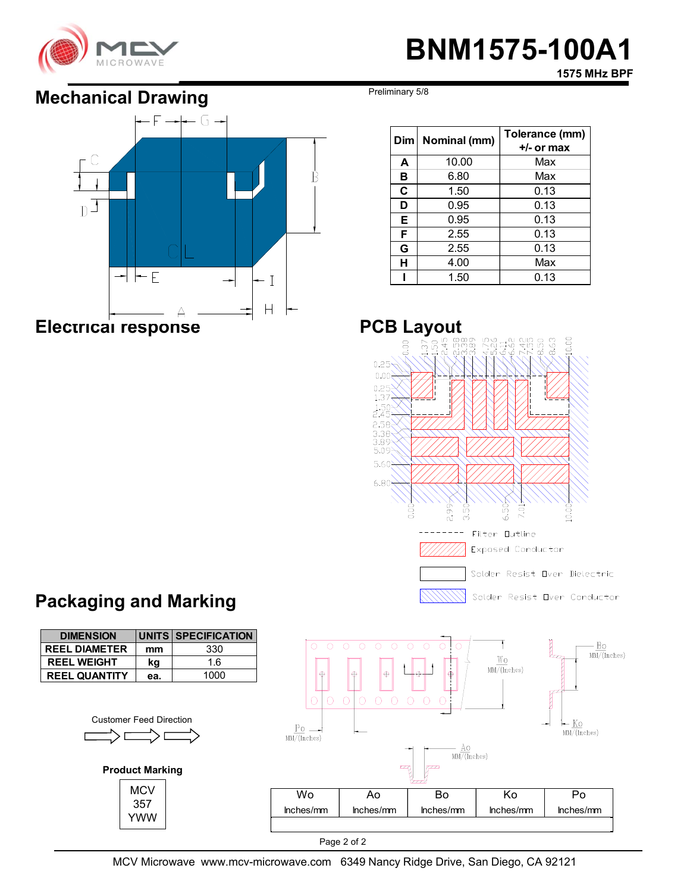# BNM1575-100A1

**1575 MHz BPF**

Preliminary 5/8

## Mechanical Drawing

| Dim | Nominal (mm) | Tolerance (mm) +/- or max |
|---|---|---|
| A | 10.00 | Max |
| B | 6.80 | Max |
| C | 1.50 | 0.13 |
| D | 0.95 | 0.13 |
| E | 0.95 | 0.13 |
| F | 2.55 | 0.13 |
| G | 2.55 | 0.13 |
| H | 4.00 | Max |
| I | 1.50 | 0.13 |

## Electrical response

## PCB Layout

Filter Outline

Exposed Conductor

Solder Resist Over Dielectric

Solder Resist Over Conductor

## Packaging and Marking

| DIMENSION | UNITS | SPECIFICATION |
|---|---|---|
| REEL DIAMETER | mm | 330 |
| REEL WEIGHT | kg | 1.6 |
| REEL QUANTITY | ea. | 1000 |

Customer Feed Direction

**Product Marking**

MCV
357
YWW

| Wo | Ao | Bo | Ko | Po |
|---|---|---|---|---|
| Inches/mm | Inches/mm | Inches/mm | Inches/mm | Inches/mm |
| | | | | |

MCV Microwave www.mcv-microwave.com 6349 Nancy Ridge Drive, San Diego, CA 92121